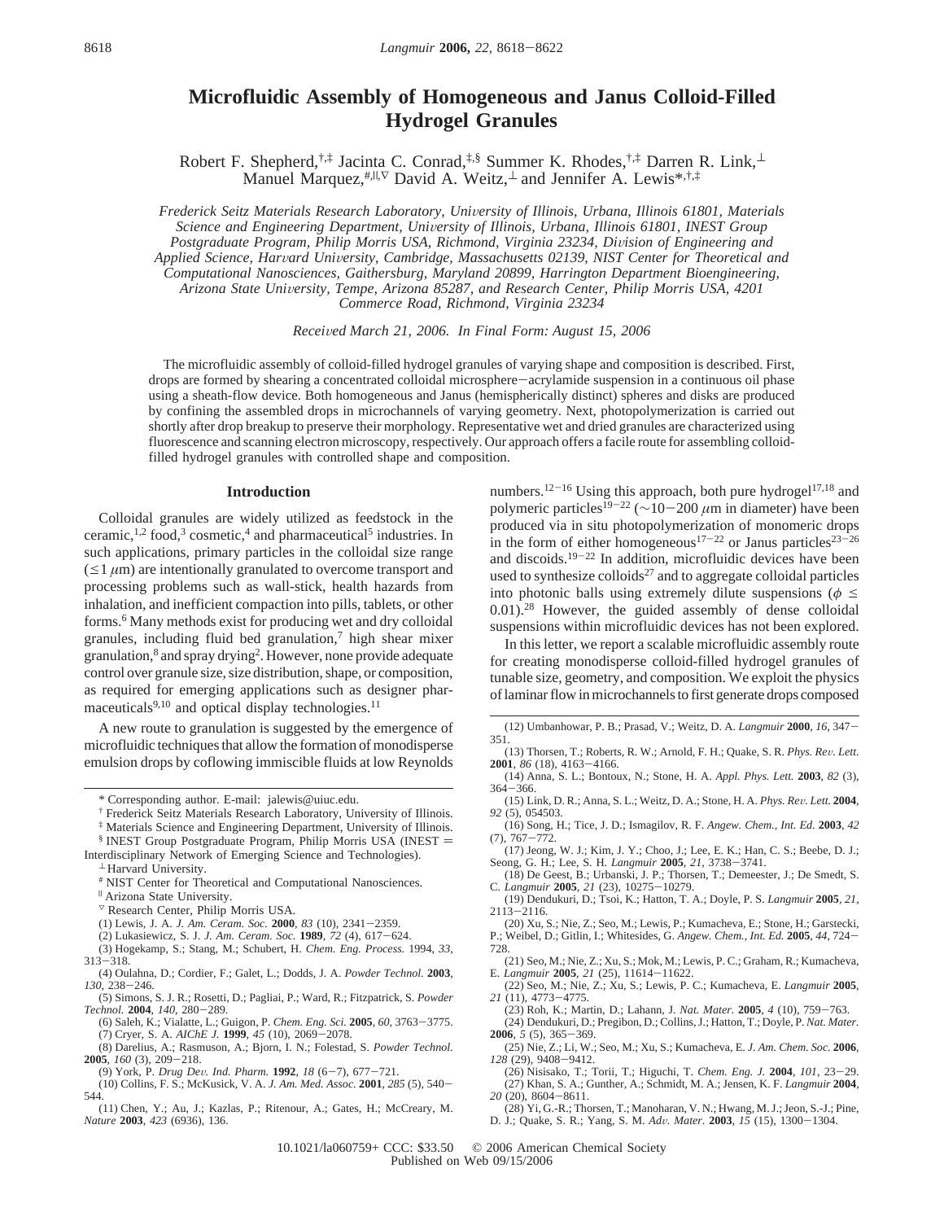# Microfluidic Assembly of Homogeneous and Janus Colloid-Filled Hydrogel Granules

Robert F. Shepherd,[†,‡] Jacinta C. Conrad,[‡,§] Summer K. Rhodes,[†,‡] Darren R. Link,[⊥] Manuel Marquez,[#,||,▽] David A. Weitz,[⊥] and Jennifer A. Lewis*,[†,‡]

*Frederick Seitz Materials Research Laboratory, University of Illinois, Urbana, Illinois 61801, Materials Science and Engineering Department, University of Illinois, Urbana, Illinois 61801, INEST Group Postgraduate Program, Philip Morris USA, Richmond, Virginia 23234, Division of Engineering and Applied Science, Harvard University, Cambridge, Massachusetts 02139, NIST Center for Theoretical and Computational Nanosciences, Gaithersburg, Maryland 20899, Harrington Department Bioengineering, Arizona State University, Tempe, Arizona 85287, and Research Center, Philip Morris USA, 4201 Commerce Road, Richmond, Virginia 23234*

*Received March 21, 2006. In Final Form: August 15, 2006*

The microfluidic assembly of colloid-filled hydrogel granules of varying shape and composition is described. First, drops are formed by shearing a concentrated colloidal microsphere−acrylamide suspension in a continuous oil phase using a sheath-flow device. Both homogeneous and Janus (hemispherically distinct) spheres and disks are produced by confining the assembled drops in microchannels of varying geometry. Next, photopolymerization is carried out shortly after drop breakup to preserve their morphology. Representative wet and dried granules are characterized using fluorescence and scanning electron microscopy, respectively. Our approach offers a facile route for assembling colloid-filled hydrogel granules with controlled shape and composition.

## Introduction

Colloidal granules are widely utilized as feedstock in the ceramic,[1,2] food,[3] cosmetic,[4] and pharmaceutical[5] industries. In such applications, primary particles in the colloidal size range ($\leq 1\ \mu$m) are intentionally granulated to overcome transport and processing problems such as wall-stick, health hazards from inhalation, and inefficient compaction into pills, tablets, or other forms.[6] Many methods exist for producing wet and dry colloidal granules, including fluid bed granulation,[7] high shear mixer granulation,[8] and spray drying[2]. However, none provide adequate control over granule size, size distribution, shape, or composition, as required for emerging applications such as designer pharmaceuticals[9,10] and optical display technologies.[11]

A new route to granulation is suggested by the emergence of microfluidic techniques that allow the formation of monodisperse emulsion drops by coflowing immiscible fluids at low Reynolds numbers.[12−16] Using this approach, both pure hydrogel[17,18] and polymeric particles[19−22] (∼10−200 $\mu$m in diameter) have been produced via in situ photopolymerization of monomeric drops in the form of either homogeneous[17−22] or Janus particles[23−26] and discoids.[19−22] In addition, microfluidic devices have been used to synthesize colloids[27] and to aggregate colloidal particles into photonic balls using extremely dilute suspensions ($\phi \leq 0.01$).[28] However, the guided assembly of dense colloidal suspensions within microfluidic devices has not been explored.

In this letter, we report a scalable microfluidic assembly route for creating monodisperse colloid-filled hydrogel granules of tunable size, geometry, and composition. We exploit the physics of laminar flow in microchannels to first generate drops composed

---

\* Corresponding author. E-mail: jalewis@uiuc.edu.

† Frederick Seitz Materials Research Laboratory, University of Illinois.

‡ Materials Science and Engineering Department, University of Illinois.

§ INEST Group Postgraduate Program, Philip Morris USA (INEST = Interdisciplinary Network of Emerging Science and Technologies).

⊥ Harvard University.

\# NIST Center for Theoretical and Computational Nanosciences.

|| Arizona State University.

▽ Research Center, Philip Morris USA.

(1) Lewis, J. A. *J. Am. Ceram. Soc.* **2000**, *83* (10), 2341−2359.

(2) Lukasiewicz, S. J. *J. Am. Ceram. Soc.* **1989**, *72* (4), 617−624.

(3) Hogekamp, S.; Stang, M.; Schubert, H. *Chem. Eng. Process.* 1994, *33*, 313−318.

(4) Oulahna, D.; Cordier, F.; Galet, L.; Dodds, J. A. *Powder Technol.* **2003**, *130*, 238−246.

(5) Simons, S. J. R.; Rosetti, D.; Pagliai, P.; Ward, R.; Fitzpatrick, S. *Powder Technol.* **2004**, *140*, 280−289.

(6) Saleh, K.; Vialatte, L.; Guigon, P. *Chem. Eng. Sci.* **2005**, *60*, 3763−3775.

(7) Cryer, S. A. *AIChE J.* **1999**, *45* (10), 2069−2078.

(8) Darelius, A.; Rasmuson, A.; Bjorn, I. N.; Folestad, S. *Powder Technol.* **2005**, *160* (3), 209−218.

(9) York, P. *Drug Dev. Ind. Pharm.* **1992**, *18* (6−7), 677−721.

(10) Collins, F. S.; McKusick, V. A. *J. Am. Med. Assoc.* **2001**, *285* (5), 540−544.

(11) Chen, Y.; Au, J.; Kazlas, P.; Ritenour, A.; Gates, H.; McCreary, M. *Nature* **2003**, *423* (6936), 136.

(12) Umbanhowar, P. B.; Prasad, V.; Weitz, D. A. *Langmuir* **2000**, *16*, 347−351.

(13) Thorsen, T.; Roberts, R. W.; Arnold, F. H.; Quake, S. R. *Phys. Rev. Lett.* **2001**, *86* (18), 4163−4166.

(14) Anna, S. L.; Bontoux, N.; Stone, H. A. *Appl. Phys. Lett.* **2003**, *82* (3), 364−366.

(15) Link, D. R.; Anna, S. L.; Weitz, D. A.; Stone, H. A. *Phys. Rev. Lett.* **2004**, *92* (5), 054503.

(16) Song, H.; Tice, J. D.; Ismagilov, R. F. *Angew. Chem., Int. Ed.* **2003**, *42* (7), 767−772.

(17) Jeong, W. J.; Kim, J. Y.; Choo, J.; Lee, E. K.; Han, C. S.; Beebe, D. J.; Seong, G. H.; Lee, S. H. *Langmuir* **2005**, *21*, 3738−3741.

(18) De Geest, B.; Urbanski, J. P.; Thorsen, T.; Demeester, J.; De Smedt, S. C. *Langmuir* **2005**, *21* (23), 10275−10279.

(19) Dendukuri, D.; Tsoi, K.; Hatton, T. A.; Doyle, P. S. *Langmuir* **2005**, *21*, 2113−2116.

(20) Xu, S.; Nie, Z.; Seo, M.; Lewis, P.; Kumacheva, E.; Stone, H.; Garstecki, P.; Weibel, D.; Gitlin, I.; Whitesides, G. *Angew. Chem., Int. Ed.* **2005**, *44*, 724−728.

(21) Seo, M.; Nie, Z.; Xu, S.; Mok, M.; Lewis, P. C.; Graham, R.; Kumacheva, E. *Langmuir* **2005**, *21* (25), 11614−11622.

(22) Seo, M.; Nie, Z.; Xu, S.; Lewis, P. C.; Kumacheva, E. *Langmuir* **2005**, *21* (11), 4773−4775.

(23) Roh, K.; Martin, D.; Lahann, J. *Nat. Mater.* **2005**, *4* (10), 759−763.

(24) Dendukuri, D.; Pregibon, D.; Collins, J.; Hatton, T.; Doyle, P. *Nat. Mater.* **2006**, *5* (5), 365−369.

(25) Nie, Z.; Li, W.; Seo, M.; Xu, S.; Kumacheva, E. *J. Am. Chem. Soc.* **2006**, *128* (29), 9408−9412.

(26) Nisisako, T.; Torii, T.; Higuchi, T. *Chem. Eng. J.* **2004**, *101*, 23−29.

(27) Khan, S. A.; Gunther, A.; Schmidt, M. A.; Jensen, K. F. *Langmuir* **2004**, *20* (20), 8604−8611.

(28) Yi, G.-R.; Thorsen, T.; Manoharan, V. N.; Hwang, M. J.; Jeon, S.-J.; Pine, D. J.; Quake, S. R.; Yang, S. M. *Adv. Mater.* **2003**, *15* (15), 1300−1304.

10.1021/la060759+ CCC: $33.50 © 2006 American Chemical Society
Published on Web 09/15/2006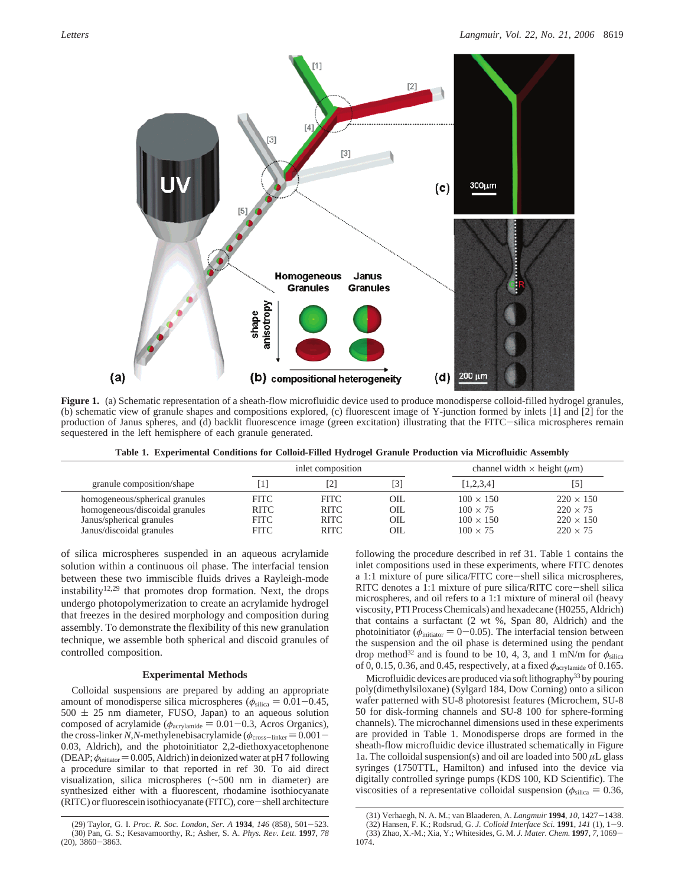**Figure 1.** (a) Schematic representation of a sheath-flow microfluidic device used to produce monodisperse colloid-filled hydrogel granules, (b) schematic view of granule shapes and compositions explored, (c) fluorescent image of Y-junction formed by inlets [1] and [2] for the production of Janus spheres, and (d) backlit fluorescence image (green excitation) illustrating that the FITC–silica microspheres remain sequestered in the left hemisphere of each granule generated.

**Table 1. Experimental Conditions for Colloid-Filled Hydrogel Granule Production via Microfluidic Assembly**

| granule composition/shape | inlet composition | | | channel width × height ($\mu$m) | |
|---|---|---|---|---|---|
| | [1] | [2] | [3] | [1,2,3,4] | [5] |
| homogeneous/spherical granules | FITC | FITC | OIL | 100 × 150 | 220 × 150 |
| homogeneous/discoidal granules | RITC | RITC | OIL | 100 × 75 | 220 × 75 |
| Janus/spherical granules | FITC | RITC | OIL | 100 × 150 | 220 × 150 |
| Janus/discoidal granules | FITC | RITC | OIL | 100 × 75 | 220 × 75 |

of silica microspheres suspended in an aqueous acrylamide solution within a continuous oil phase. The interfacial tension between these two immiscible fluids drives a Rayleigh-mode instability[12,29] that promotes drop formation. Next, the drops undergo photopolymerization to create an acrylamide hydrogel that freezes in the desired morphology and composition during assembly. To demonstrate the flexibility of this new granulation technique, we assemble both spherical and discoid granules of controlled composition.

## Experimental Methods

Colloidal suspensions are prepared by adding an appropriate amount of monodisperse silica microspheres ($\phi_{silica}$ = 0.01–0.45, 500 ± 25 nm diameter, FUSO, Japan) to an aqueous solution composed of acrylamide ($\phi_{acrylamide}$ = 0.01–0.3, Acros Organics), the cross-linker *N,N*-methylenebisacrylamide ($\phi_{cross-linker}$ = 0.001–0.03, Aldrich), and the photoinitiator 2,2-diethoxyacetophenone (DEAP; $\phi_{initiator}$ = 0.005, Aldrich) in deionized water at pH 7 following a procedure similar to that reported in ref 30. To aid direct visualization, silica microspheres (~500 nm in diameter) are synthesized either with a fluorescent, rhodamine isothiocyanate (RITC) or fluorescein isothiocyanate (FITC), core–shell architecture following the procedure described in ref 31. Table 1 contains the inlet compositions used in these experiments, where FITC denotes a 1:1 mixture of pure silica/FITC core–shell silica microspheres, RITC denotes a 1:1 mixture of pure silica/RITC core–shell silica microspheres, and oil refers to a 1:1 mixture of mineral oil (heavy viscosity, PTI Process Chemicals) and hexadecane (H0255, Aldrich) that contains a surfactant (2 wt %, Span 80, Aldrich) and the photoinitiator ($\phi_{initiator}$ = 0–0.05). The interfacial tension between the suspension and the oil phase is determined using the pendant drop method[32] and is found to be 10, 4, 3, and 1 mN/m for $\phi_{silica}$ of 0, 0.15, 0.36, and 0.45, respectively, at a fixed $\phi_{acrylamide}$ of 0.165.

Microfluidic devices are produced via soft lithography[33] by pouring poly(dimethylsiloxane) (Sylgard 184, Dow Corning) onto a silicon wafer patterned with SU-8 photoresist features (Microchem, SU-8 50 for disk-forming channels and SU-8 100 for sphere-forming channels). The microchannel dimensions used in these experiments are provided in Table 1. Monodisperse drops are formed in the sheath-flow microfluidic device illustrated schematically in Figure 1a. The colloidal suspension(s) and oil are loaded into 500 $\mu$L glass syringes (1750TTL, Hamilton) and infused into the device via digitally controlled syringe pumps (KDS 100, KD Scientific). The viscosities of a representative colloidal suspension ($\phi_{silica}$ = 0.36,

(29) Taylor, G. I. *Proc. R. Soc. London, Ser. A* **1934**, *146* (858), 501–523.
(30) Pan, G. S.; Kesavamoorthy, R.; Asher, S. A. *Phys. Rev. Lett.* **1997**, *78* (20), 3860–3863.
(31) Verhaegh, N. A. M.; van Blaaderen, A. *Langmuir* **1994**, *10*, 1427–1438.
(32) Hansen, F. K.; Rodsrud, G. *J. Colloid Interface Sci.* **1991**, *141* (1), 1–9.
(33) Zhao, X.-M.; Xia, Y.; Whitesides, G. M. *J. Mater. Chem.* **1997**, *7*, 1069–1074.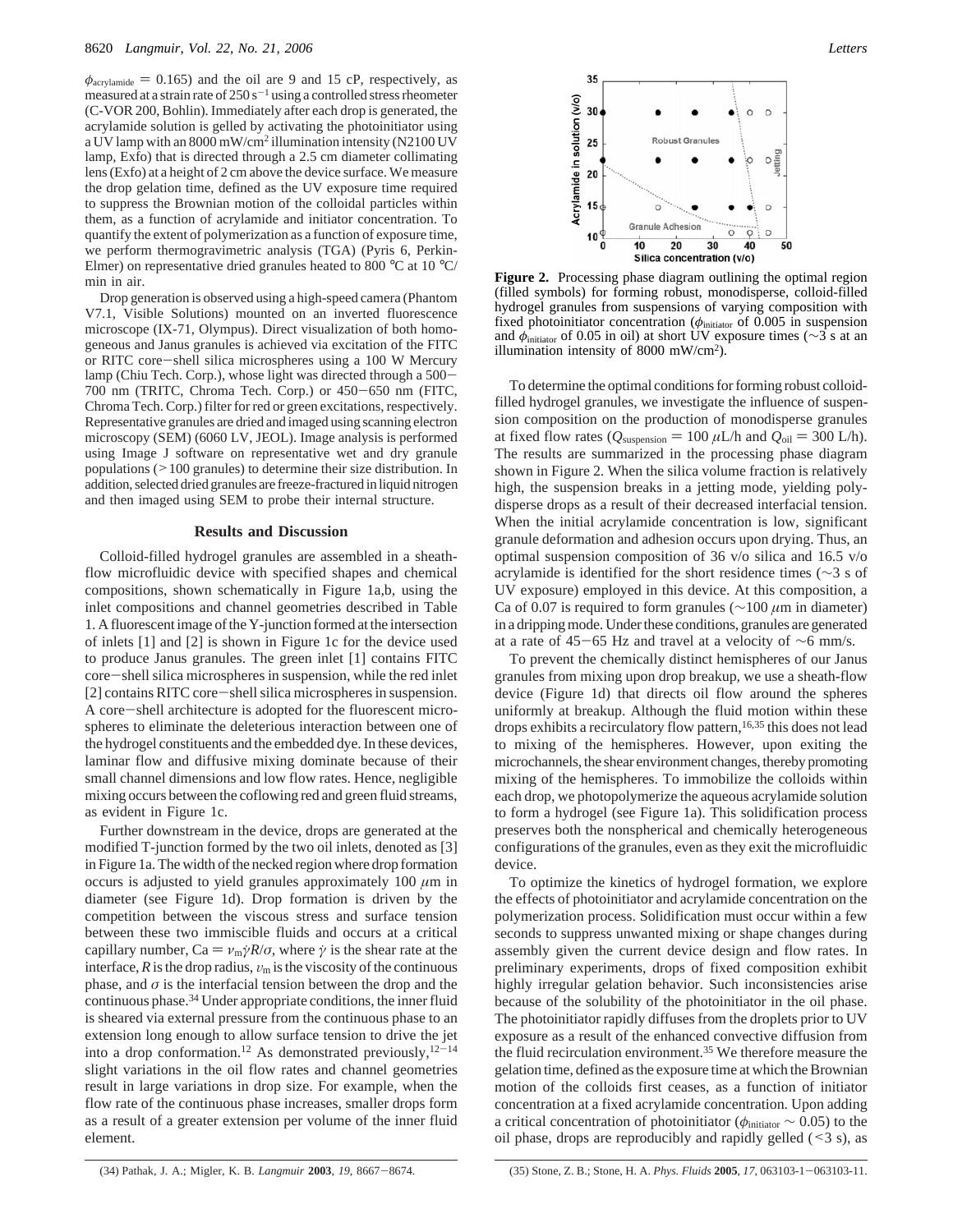$\phi_{acrylamide} = 0.165$) and the oil are 9 and 15 cP, respectively, as measured at a strain rate of 250 $s^{-1}$ using a controlled stress rheometer (C-VOR 200, Bohlin). Immediately after each drop is generated, the acrylamide solution is gelled by activating the photoinitiator using a UV lamp with an 8000 mW/cm$^2$ illumination intensity (N2100 UV lamp, Exfo) that is directed through a 2.5 cm diameter collimating lens (Exfo) at a height of 2 cm above the device surface. We measure the drop gelation time, defined as the UV exposure time required to suppress the Brownian motion of the colloidal particles within them, as a function of acrylamide and initiator concentration. To quantify the extent of polymerization as a function of exposure time, we perform thermogravimetric analysis (TGA) (Pyris 6, Perkin-Elmer) on representative dried granules heated to 800 °C at 10 °C/min in air.

Drop generation is observed using a high-speed camera (Phantom V7.1, Visible Solutions) mounted on an inverted fluorescence microscope (IX-71, Olympus). Direct visualization of both homogeneous and Janus granules is achieved via excitation of the FITC or RITC core–shell silica microspheres using a 100 W Mercury lamp (Chiu Tech. Corp.), whose light was directed through a 500–700 nm (TRITC, Chroma Tech. Corp.) or 450–650 nm (FITC, Chroma Tech. Corp.) filter for red or green excitations, respectively. Representative granules are dried and imaged using scanning electron microscopy (SEM) (6060 LV, JEOL). Image analysis is performed using Image J software on representative wet and dry granule populations (>100 granules) to determine their size distribution. In addition, selected dried granules are freeze-fractured in liquid nitrogen and then imaged using SEM to probe their internal structure.

## Results and Discussion

Colloid-filled hydrogel granules are assembled in a sheath-flow microfluidic device with specified shapes and chemical compositions, shown schematically in Figure 1a,b, using the inlet compositions and channel geometries described in Table 1. A fluorescent image of the Y-junction formed at the intersection of inlets [1] and [2] is shown in Figure 1c for the device used to produce Janus granules. The green inlet [1] contains FITC core–shell silica microspheres in suspension, while the red inlet [2] contains RITC core–shell silica microspheres in suspension. A core–shell architecture is adopted for the fluorescent microspheres to eliminate the deleterious interaction between one of the hydrogel constituents and the embedded dye. In these devices, laminar flow and diffusive mixing dominate because of their small channel dimensions and low flow rates. Hence, negligible mixing occurs between the coflowing red and green fluid streams, as evident in Figure 1c.

Further downstream in the device, drops are generated at the modified T-junction formed by the two oil inlets, denoted as [3] in Figure 1a. The width of the necked region where drop formation occurs is adjusted to yield granules approximately 100 $\mu$m in diameter (see Figure 1d). Drop formation is driven by the competition between the viscous stress and surface tension between these two immiscible fluids and occurs at a critical capillary number, $Ca = \nu_m\dot{\gamma}R/\sigma$, where $\dot{\gamma}$ is the shear rate at the interface, $R$ is the drop radius, $\upsilon_m$ is the viscosity of the continuous phase, and $\sigma$ is the interfacial tension between the drop and the continuous phase.[34] Under appropriate conditions, the inner fluid is sheared via external pressure from the continuous phase to an extension long enough to allow surface tension to drive the jet into a drop conformation.[12] As demonstrated previously,[12–14] slight variations in the oil flow rates and channel geometries result in large variations in drop size. For example, when the flow rate of the continuous phase increases, smaller drops form as a result of a greater extension per volume of the inner fluid element.

**Figure 2.** Processing phase diagram outlining the optimal region (filled symbols) for forming robust, monodisperse, colloid-filled hydrogel granules from suspensions of varying composition with fixed photoinitiator concentration ($\phi_{initiator}$ of 0.005 in suspension and $\phi_{initiator}$ of 0.05 in oil) at short UV exposure times (~3 s at an illumination intensity of 8000 mW/cm$^2$).

To determine the optimal conditions for forming robust colloid-filled hydrogel granules, we investigate the influence of suspension composition on the production of monodisperse granules at fixed flow rates ($Q_{suspension} = 100$ $\mu$L/h and $Q_{oil} = 300$ L/h). The results are summarized in the processing phase diagram shown in Figure 2. When the silica volume fraction is relatively high, the suspension breaks in a jetting mode, yielding polydisperse drops as a result of their decreased interfacial tension. When the initial acrylamide concentration is low, significant granule deformation and adhesion occurs upon drying. Thus, an optimal suspension composition of 36 v/o silica and 16.5 v/o acrylamide is identified for the short residence times (~3 s of UV exposure) employed in this device. At this composition, a Ca of 0.07 is required to form granules (~100 $\mu$m in diameter) in a dripping mode. Under these conditions, granules are generated at a rate of 45–65 Hz and travel at a velocity of ~6 mm/s.

To prevent the chemically distinct hemispheres of our Janus granules from mixing upon drop breakup, we use a sheath-flow device (Figure 1d) that directs oil flow around the spheres uniformly at breakup. Although the fluid motion within these drops exhibits a recirculatory flow pattern,[16,35] this does not lead to mixing of the hemispheres. However, upon exiting the microchannels, the shear environment changes, thereby promoting mixing of the hemispheres. To immobilize the colloids within each drop, we photopolymerize the aqueous acrylamide solution to form a hydrogel (see Figure 1a). This solidification process preserves both the nonspherical and chemically heterogeneous configurations of the granules, even as they exit the microfluidic device.

To optimize the kinetics of hydrogel formation, we explore the effects of photoinitiator and acrylamide concentration on the polymerization process. Solidification must occur within a few seconds to suppress unwanted mixing or shape changes during assembly given the current device design and flow rates. In preliminary experiments, drops of fixed composition exhibit highly irregular gelation behavior. Such inconsistencies arise because of the solubility of the photoinitiator in the oil phase. The photoinitiator rapidly diffuses from the droplets prior to UV exposure as a result of the enhanced convective diffusion from the fluid recirculation environment.[35] We therefore measure the gelation time, defined as the exposure time at which the Brownian motion of the colloids first ceases, as a function of initiator concentration at a fixed acrylamide concentration. Upon adding a critical concentration of photoinitiator ($\phi_{initiator} \sim 0.05$) to the oil phase, drops are reproducibly and rapidly gelled (<3 s), as

(34) Pathak, J. A.; Migler, K. B. *Langmuir* **2003**, *19*, 8667–8674.

(35) Stone, Z. B.; Stone, H. A. *Phys. Fluids* **2005**, *17*, 063103-1–063103-11.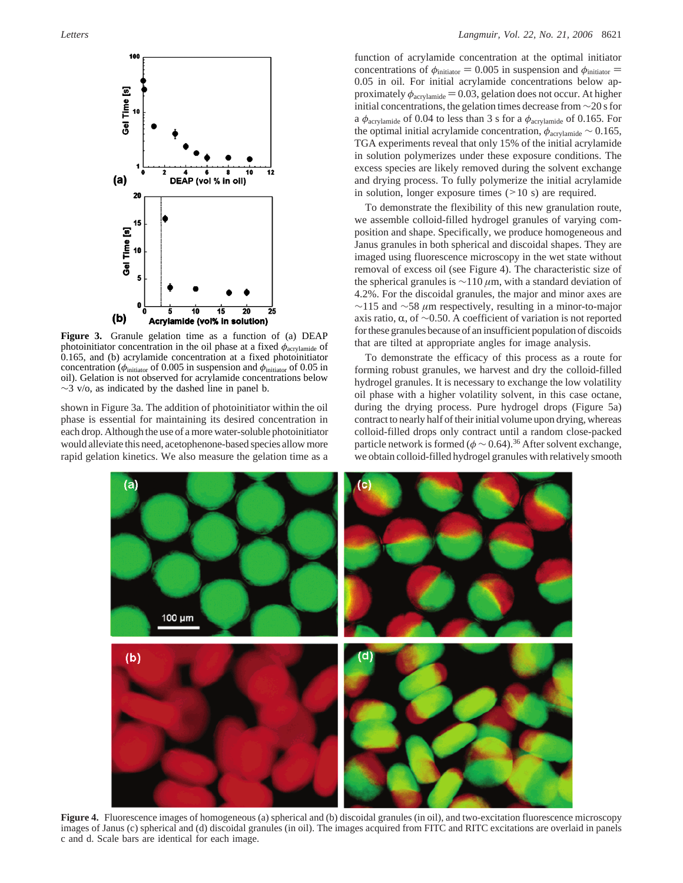**Figure 3.** Granule gelation time as a function of (a) DEAP photoinitiator concentration in the oil phase at a fixed $\phi_{acrylamide}$ of 0.165, and (b) acrylamide concentration at a fixed photoinitiator concentration ($\phi_{initiator}$ of 0.005 in suspension and $\phi_{initiator}$ of 0.05 in oil). Gelation is not observed for acrylamide concentrations below ~3 v/o, as indicated by the dashed line in panel b.

shown in Figure 3a. The addition of photoinitiator within the oil phase is essential for maintaining its desired concentration in each drop. Although the use of a more water-soluble photoinitiator would alleviate this need, acetophenone-based species allow more rapid gelation kinetics. We also measure the gelation time as a function of acrylamide concentration at the optimal initiator concentrations of $\phi_{initiator} = 0.005$ in suspension and $\phi_{initiator} = 0.05$ in oil. For initial acrylamide concentrations below approximately $\phi_{acrylamide} = 0.03$, gelation does not occur. At higher initial concentrations, the gelation times decrease from ~20 s for a $\phi_{acrylamide}$ of 0.04 to less than 3 s for a $\phi_{acrylamide}$ of 0.165. For the optimal initial acrylamide concentration, $\phi_{acrylamide} \sim 0.165$, TGA experiments reveal that only 15% of the initial acrylamide in solution polymerizes under these exposure conditions. The excess species are likely removed during the solvent exchange and drying process. To fully polymerize the initial acrylamide in solution, longer exposure times (>10 s) are required.

To demonstrate the flexibility of this new granulation route, we assemble colloid-filled hydrogel granules of varying composition and shape. Specifically, we produce homogeneous and Janus granules in both spherical and discoidal shapes. They are imaged using fluorescence microscopy in the wet state without removal of excess oil (see Figure 4). The characteristic size of the spherical granules is ~110 $\mu$m, with a standard deviation of 4.2%. For the discoidal granules, the major and minor axes are ~115 and ~58 $\mu$m respectively, resulting in a minor-to-major axis ratio, $\alpha$, of ~0.50. A coefficient of variation is not reported for these granules because of an insufficient population of discoids that are tilted at appropriate angles for image analysis.

To demonstrate the efficacy of this process as a route for forming robust granules, we harvest and dry the colloid-filled hydrogel granules. It is necessary to exchange the low volatility oil phase with a higher volatility solvent, in this case octane, during the drying process. Pure hydrogel drops (Figure 5a) contract to nearly half of their initial volume upon drying, whereas colloid-filled drops only contract until a random close-packed particle network is formed ($\phi \sim 0.64$).[36] After solvent exchange, we obtain colloid-filled hydrogel granules with relatively smooth

**Figure 4.** Fluorescence images of homogeneous (a) spherical and (b) discoidal granules (in oil), and two-excitation fluorescence microscopy images of Janus (c) spherical and (d) discoidal granules (in oil). The images acquired from FITC and RITC excitations are overlaid in panels c and d. Scale bars are identical for each image.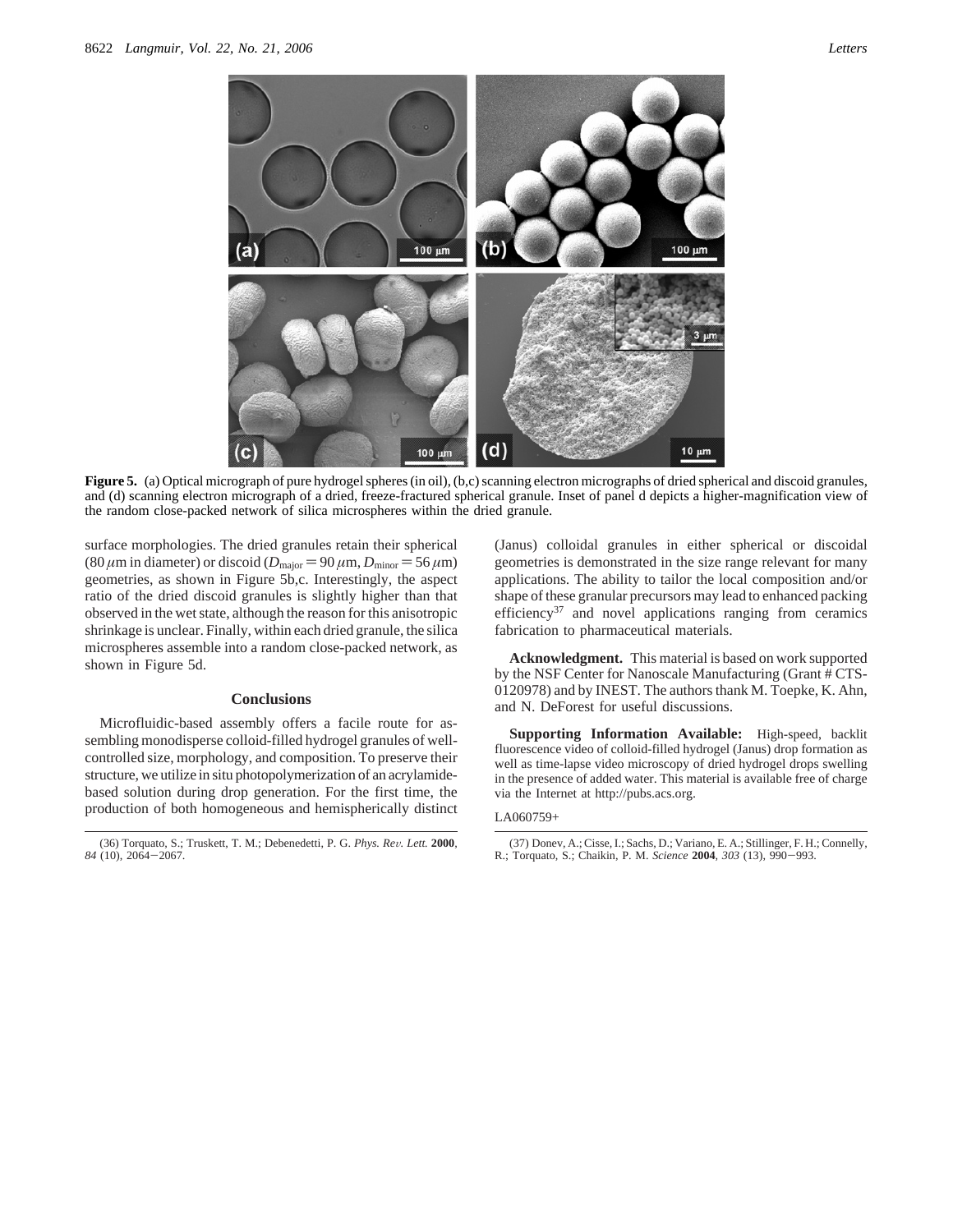(a) 100 μm (b) 100 μm (c) 100 μm (d) 10 μm 3 μm

**Figure 5.** (a) Optical micrograph of pure hydrogel spheres (in oil), (b,c) scanning electron micrographs of dried spherical and discoid granules, and (d) scanning electron micrograph of a dried, freeze-fractured spherical granule. Inset of panel d depicts a higher-magnification view of the random close-packed network of silica microspheres within the dried granule.

surface morphologies. The dried granules retain their spherical (80 $\mu$m in diameter) or discoid ($D_{major} = 90\ \mu$m, $D_{minor} = 56\ \mu$m) geometries, as shown in Figure 5b,c. Interestingly, the aspect ratio of the dried discoid granules is slightly higher than that observed in the wet state, although the reason for this anisotropic shrinkage is unclear. Finally, within each dried granule, the silica microspheres assemble into a random close-packed network, as shown in Figure 5d.

## Conclusions

Microfluidic-based assembly offers a facile route for assembling monodisperse colloid-filled hydrogel granules of well-controlled size, morphology, and composition. To preserve their structure, we utilize in situ photopolymerization of an acrylamide-based solution during drop generation. For the first time, the production of both homogeneous and hemispherically distinct (Janus) colloidal granules in either spherical or discoidal geometries is demonstrated in the size range relevant for many applications. The ability to tailor the local composition and/or shape of these granular precursors may lead to enhanced packing efficiency[37] and novel applications ranging from ceramics fabrication to pharmaceutical materials.

**Acknowledgment.** This material is based on work supported by the NSF Center for Nanoscale Manufacturing (Grant # CTS-0120978) and by INEST. The authors thank M. Toepke, K. Ahn, and N. DeForest for useful discussions.

**Supporting Information Available:** High-speed, backlit fluorescence video of colloid-filled hydrogel (Janus) drop formation as well as time-lapse video microscopy of dried hydrogel drops swelling in the presence of added water. This material is available free of charge via the Internet at http://pubs.acs.org.

LA060759+

(36) Torquato, S.; Truskett, T. M.; Debenedetti, P. G. *Phys. Rev. Lett.* **2000**, *84* (10), 2064−2067.

(37) Donev, A.; Cisse, I.; Sachs, D.; Variano, E. A.; Stillinger, F. H.; Connelly, R.; Torquato, S.; Chaikin, P. M. *Science* **2004**, *303* (13), 990−993.